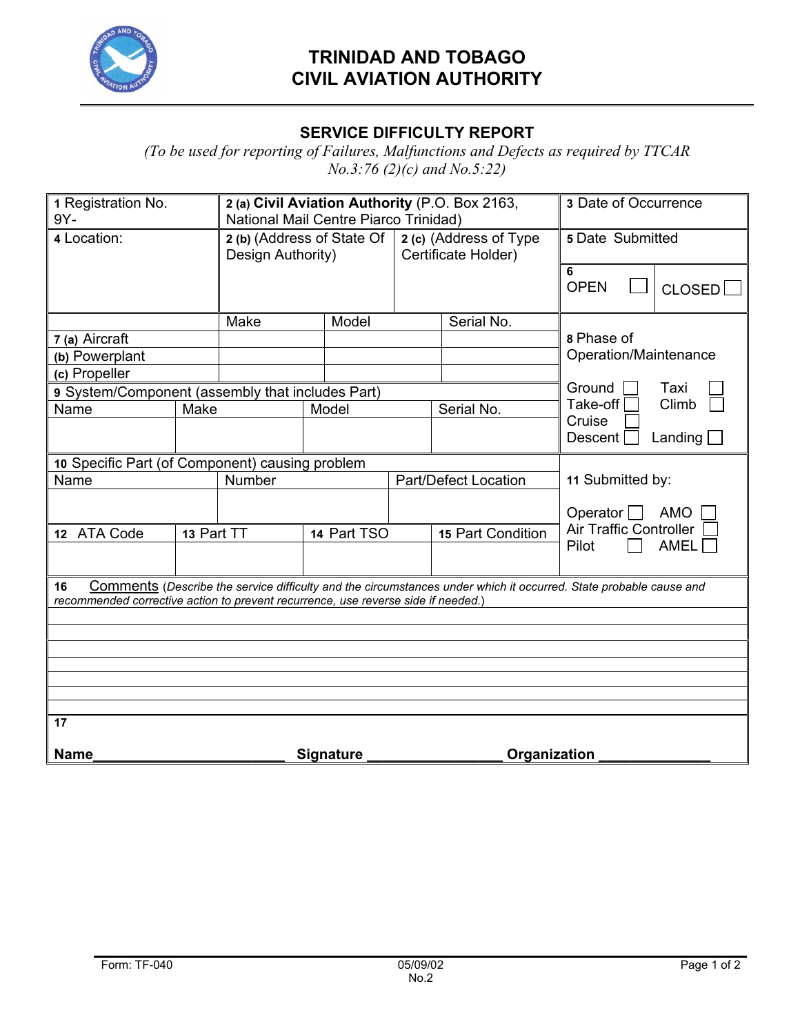# TRINIDAD AND TOBAGO
# CIVIL AVIATION AUTHORITY

## SERVICE DIFFICULTY REPORT

*(To be used for reporting of Failures, Malfunctions and Defects as required by TTCAR No.3:76 (2)(c) and No.5:22)*

| 1 Registration No. 9Y- | 2 (a) **Civil Aviation Authority** (P.O. Box 2163, National Mail Centre Piarco Trinidad) | | 3 Date of Occurrence |
|---|---|---|---|
| 4 Location: | 2 (b) (Address of State Of Design Authority) | 2 (c) (Address of Type Certificate Holder) | 5 Date Submitted |
| | | | 6 OPEN ☐ CLOSED ☐ |

| | Make | Model | Serial No. | |
|---|---|---|---|---|
| 7 (a) Aircraft | | | | 8 Phase of Operation/Maintenance |
| (b) Powerplant | | | | |
| (c) Propeller | | | | Ground ☐ Taxi ☐ Take-off ☐ Climb ☐ Cruise ☐ Descent ☐ Landing ☐ |

| 9 System/Component (assembly that includes Part) | | | |
|---|---|---|---|
| Name | Make | Model | Serial No. |
| | | | |

| 10 Specific Part (of Component) causing problem | | | 11 Submitted by: |
|---|---|---|---|
| Name | Number | Part/Defect Location | Operator ☐ AMO ☐ Air Traffic Controller ☐ Pilot ☐ AMEL ☐ |
| | | | |

| 12 ATA Code | 13 Part TT | 14 Part TSO | 15 Part Condition |
|---|---|---|---|
| | | | |

**16** Comments (*Describe the service difficulty and the circumstances under which it occurred. State probable cause and recommended corrective action to prevent recurrence, use reverse side if needed.*)

**17**

**Name**\_\_\_\_\_\_\_\_\_\_\_\_\_\_\_\_\_\_\_\_\_\_\_\_\_ **Signature** \_\_\_\_\_\_\_\_\_\_\_\_\_\_\_\_\_ **Organization** \_\_\_\_\_\_\_\_\_\_\_\_\_\_

Form: TF-040 05/09/02 No.2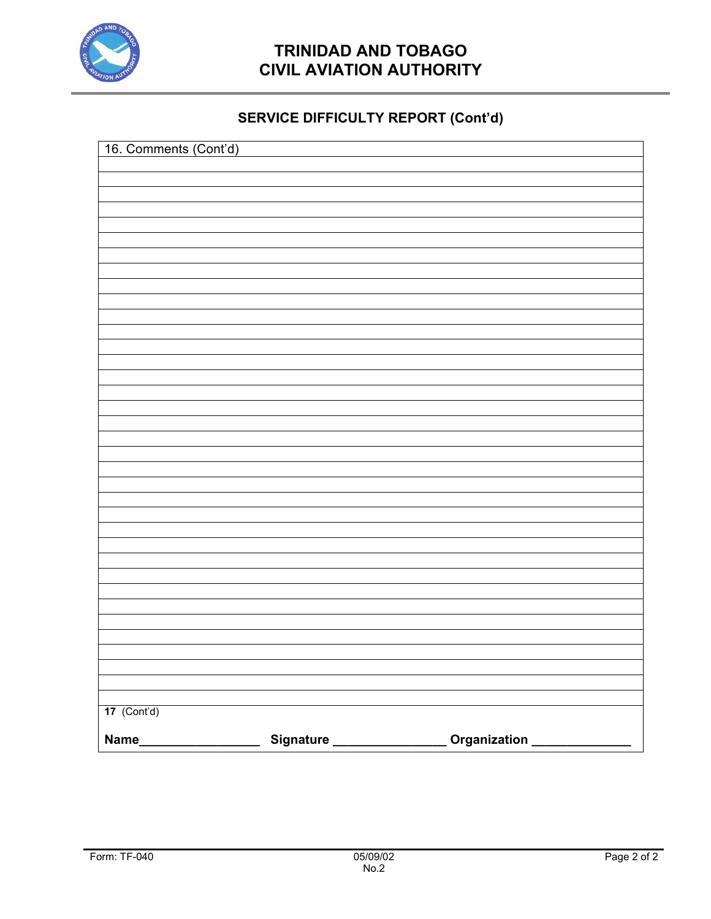# TRINIDAD AND TOBAGO
# CIVIL AVIATION AUTHORITY

## SERVICE DIFFICULTY REPORT (Cont'd)

| 16. Comments (Cont'd) |
|---|
| |
| |
| |
| |
| |
| |
| |
| |
| |
| |
| |
| |
| |
| |
| |
| |
| |
| |
| |
| |
| |
| |
| |
| |
| |
| |
| |
| |
| |
| |
| |
| |
| |
| |
| |
| **17** (Cont'd)<br><br>**Name**_________________ **Signature** ________________ **Organization** ______________ |

Form: TF-040 05/09/02 No.2